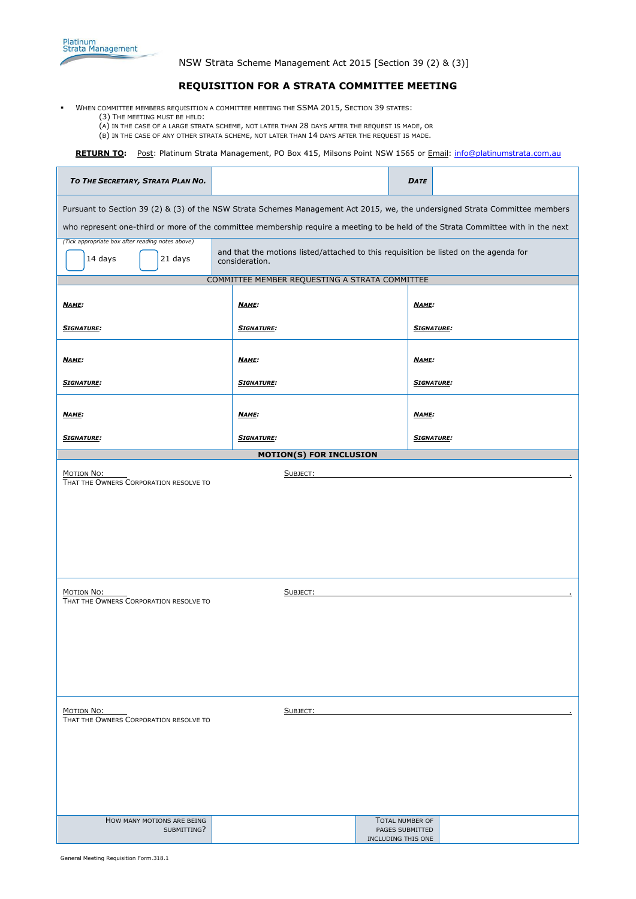Platinum Strata Management

NSW Strata Scheme Management Act 2015 [Section 39 (2) & (3)]

# REQUISITION FOR A STRATA COMMITTEE MEETING

- WHEN COMMITTEE MEMBERS REQUISITION A COMMITTEE MEETING THE SSMA 2015, SECTION 39 STATES:
  - (3) THE MEETING MUST BE HELD:
  - (A) IN THE CASE OF A LARGE STRATA SCHEME, NOT LATER THAN 28 DAYS AFTER THE REQUEST IS MADE, OR
  - (B) IN THE CASE OF ANY OTHER STRATA SCHEME, NOT LATER THAN 14 DAYS AFTER THE REQUEST IS MADE.

**RETURN TO:** Post: Platinum Strata Management, PO Box 415, Milsons Point NSW 1565 or Email: info@platinumstrata.com.au

| ***TO THE SECRETARY, STRATA PLAN NO.*** | | ***DATE*** | |
|---|---|---|---|

Pursuant to Section 39 (2) & (3) of the NSW Strata Schemes Management Act 2015, we, the undersigned Strata Committee members who represent one-third or more of the committee membership require a meeting to be held of the Strata Committee with in the next

*(Tick appropriate box after reading notes above)*

☐ 14 days ☐ 21 days

and that the motions listed/attached to this requisition be listed on the agenda for consideration.

**COMMITTEE MEMBER REQUESTING A STRATA COMMITTEE**

| | | |
|---|---|---|
| ***NAME:*** | ***NAME:*** | ***NAME:*** |
| ***SIGNATURE:*** | ***SIGNATURE:*** | ***SIGNATURE:*** |
| ***NAME:*** | ***NAME:*** | ***NAME:*** |
| ***SIGNATURE:*** | ***SIGNATURE:*** | ***SIGNATURE:*** |
| ***NAME:*** | ***NAME:*** | ***NAME:*** |
| ***SIGNATURE:*** | ***SIGNATURE:*** | ***SIGNATURE:*** |

**MOTION(S) FOR INCLUSION**

MOTION NO: \_\_\_\_\_ SUBJECT: \_\_\_\_\_\_\_\_\_\_\_\_\_\_\_\_\_\_\_\_\_\_\_\_\_\_\_\_\_\_\_\_\_\_\_\_\_\_\_\_\_\_\_\_.

THAT THE OWNERS CORPORATION RESOLVE TO

MOTION NO: \_\_\_\_\_ SUBJECT: \_\_\_\_\_\_\_\_\_\_\_\_\_\_\_\_\_\_\_\_\_\_\_\_\_\_\_\_\_\_\_\_\_\_\_\_\_\_\_\_\_\_\_\_.

THAT THE OWNERS CORPORATION RESOLVE TO

MOTION NO: \_\_\_\_\_ SUBJECT: \_\_\_\_\_\_\_\_\_\_\_\_\_\_\_\_\_\_\_\_\_\_\_\_\_\_\_\_\_\_\_\_\_\_\_\_\_\_\_\_\_\_\_\_.

THAT THE OWNERS CORPORATION RESOLVE TO

| HOW MANY MOTIONS ARE BEING SUBMITTING? | | TOTAL NUMBER OF PAGES SUBMITTED INCLUDING THIS ONE | |
|---|---|---|---|

General Meeting Requisition Form.318.1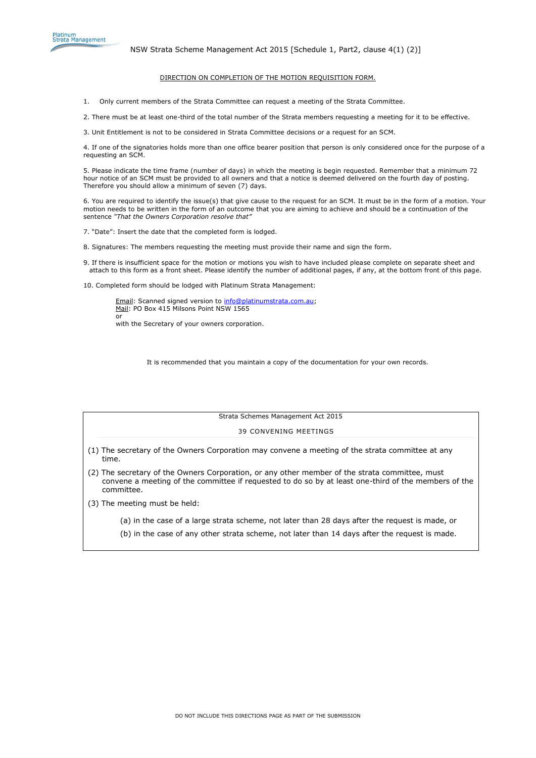NSW Strata Scheme Management Act 2015 [Schedule 1, Part2, clause 4(1) (2)]

## DIRECTION ON COMPLETION OF THE MOTION REQUISITION FORM.

1. Only current members of the Strata Committee can request a meeting of the Strata Committee.

2. There must be at least one-third of the total number of the Strata members requesting a meeting for it to be effective.

3. Unit Entitlement is not to be considered in Strata Committee decisions or a request for an SCM.

4. If one of the signatories holds more than one office bearer position that person is only considered once for the purpose of a requesting an SCM.

5. Please indicate the time frame (number of days) in which the meeting is begin requested. Remember that a minimum 72 hour notice of an SCM must be provided to all owners and that a notice is deemed delivered on the fourth day of posting. Therefore you should allow a minimum of seven (7) days.

6. You are required to identify the issue(s) that give cause to the request for an SCM. It must be in the form of a motion. Your motion needs to be written in the form of an outcome that you are aiming to achieve and should be a continuation of the sentence *"That the Owners Corporation resolve that"*

7. "Date": Insert the date that the completed form is lodged.

8. Signatures: The members requesting the meeting must provide their name and sign the form.

9. If there is insufficient space for the motion or motions you wish to have included please complete on separate sheet and attach to this form as a front sheet. Please identify the number of additional pages, if any, at the bottom front of this page.

10. Completed form should be lodged with Platinum Strata Management:

    Email: Scanned signed version to info@platinumstrata.com.au;
    Mail: PO Box 415 Milsons Point NSW 1565
    or
    with the Secretary of your owners corporation.

It is recommended that you maintain a copy of the documentation for your own records.

---

Strata Schemes Management Act 2015

39 CONVENING MEETINGS

(1) The secretary of the Owners Corporation may convene a meeting of the strata committee at any time.

(2) The secretary of the Owners Corporation, or any other member of the strata committee, must convene a meeting of the committee if requested to do so by at least one-third of the members of the committee.

(3) The meeting must be held:

(a) in the case of a large strata scheme, not later than 28 days after the request is made, or

(b) in the case of any other strata scheme, not later than 14 days after the request is made.

---

DO NOT INCLUDE THIS DIRECTIONS PAGE AS PART OF THE SUBMISSION